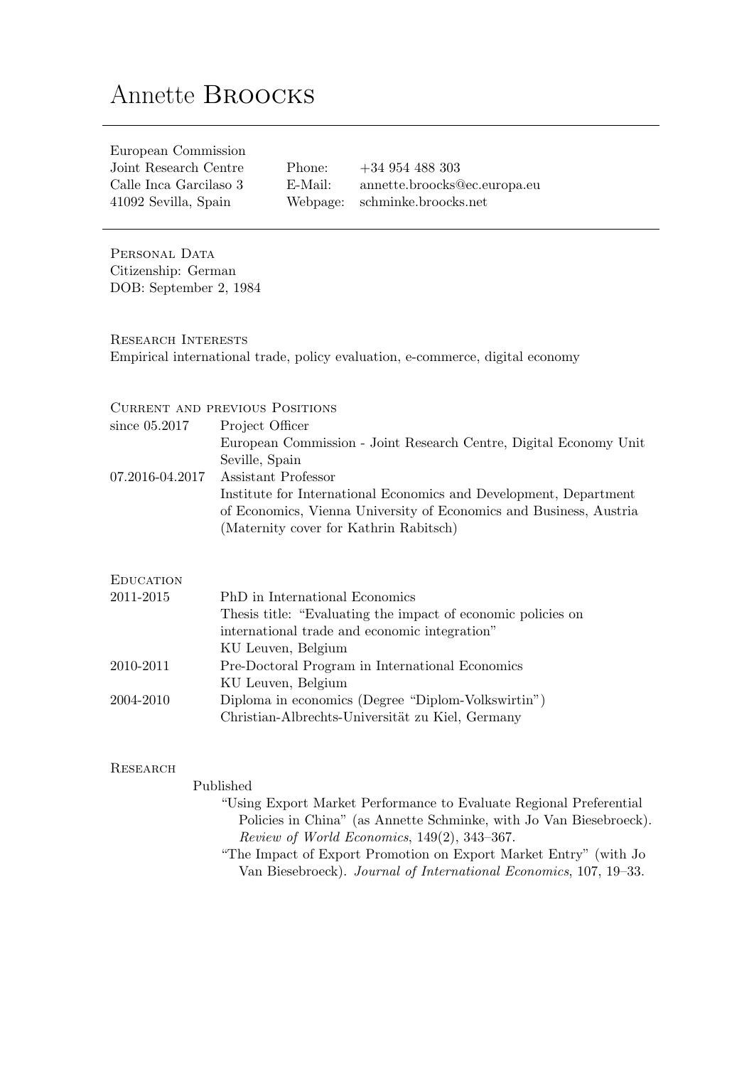# Annette Broocks

European Commission
Joint Research Centre
Calle Inca Garcilaso 3
41092 Sevilla, Spain

Phone: +34 954 488 303
E-Mail: annette.broocks@ec.europa.eu
Webpage: schminke.broocks.net

## Personal Data

Citizenship: German
DOB: September 2, 1984

## Research Interests

Empirical international trade, policy evaluation, e-commerce, digital economy

## Current and previous Positions

since 05.2017 — Project Officer
European Commission - Joint Research Centre, Digital Economy Unit
Seville, Spain

07.2016-04.2017 — Assistant Professor
Institute for International Economics and Development, Department of Economics, Vienna University of Economics and Business, Austria
(Maternity cover for Kathrin Rabitsch)

## Education

2011-2015 — PhD in International Economics
Thesis title: "Evaluating the impact of economic policies on international trade and economic integration"
KU Leuven, Belgium

2010-2011 — Pre-Doctoral Program in International Economics
KU Leuven, Belgium

2004-2010 — Diploma in economics (Degree "Diplom-Volkswirtin")
Christian-Albrechts-Universität zu Kiel, Germany

## Research

### Published

"Using Export Market Performance to Evaluate Regional Preferential Policies in China" (as Annette Schminke, with Jo Van Biesebroeck). *Review of World Economics*, 149(2), 343–367.

"The Impact of Export Promotion on Export Market Entry" (with Jo Van Biesebroeck). *Journal of International Economics*, 107, 19–33.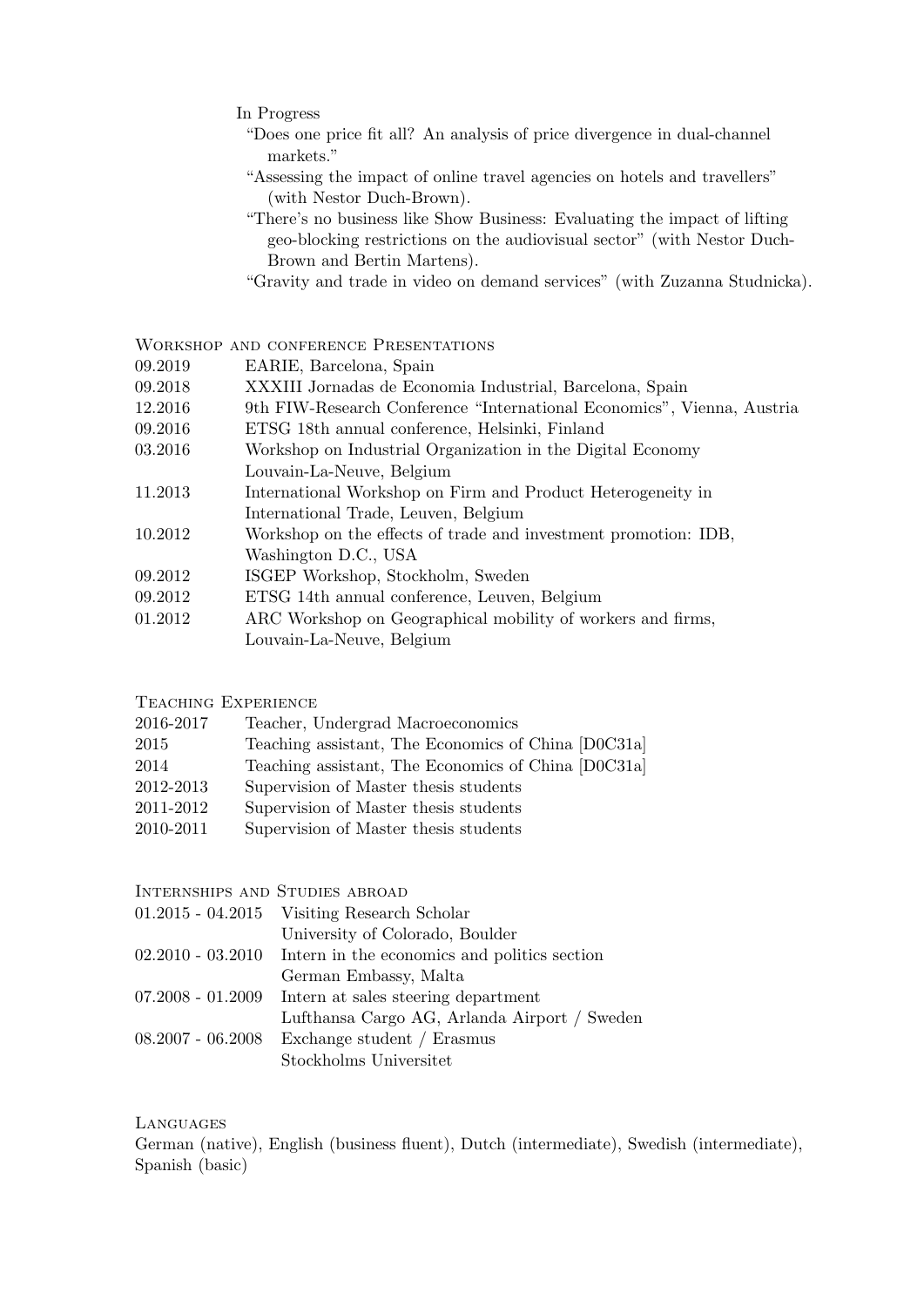In Progress

- "Does one price fit all? An analysis of price divergence in dual-channel markets."
- "Assessing the impact of online travel agencies on hotels and travellers" (with Nestor Duch-Brown).
- "There's no business like Show Business: Evaluating the impact of lifting geo-blocking restrictions on the audiovisual sector" (with Nestor Duch-Brown and Bertin Martens).
- "Gravity and trade in video on demand services" (with Zuzanna Studnicka).

## Workshop and conference Presentations

| | |
|---|---|
| 09.2019 | EARIE, Barcelona, Spain |
| 09.2018 | XXXIII Jornadas de Economia Industrial, Barcelona, Spain |
| 12.2016 | 9th FIW-Research Conference "International Economics", Vienna, Austria |
| 09.2016 | ETSG 18th annual conference, Helsinki, Finland |
| 03.2016 | Workshop on Industrial Organization in the Digital Economy Louvain-La-Neuve, Belgium |
| 11.2013 | International Workshop on Firm and Product Heterogeneity in International Trade, Leuven, Belgium |
| 10.2012 | Workshop on the effects of trade and investment promotion: IDB, Washington D.C., USA |
| 09.2012 | ISGEP Workshop, Stockholm, Sweden |
| 09.2012 | ETSG 14th annual conference, Leuven, Belgium |
| 01.2012 | ARC Workshop on Geographical mobility of workers and firms, Louvain-La-Neuve, Belgium |

## Teaching Experience

| | |
|---|---|
| 2016-2017 | Teacher, Undergrad Macroeconomics |
| 2015 | Teaching assistant, The Economics of China [D0C31a] |
| 2014 | Teaching assistant, The Economics of China [D0C31a] |
| 2012-2013 | Supervision of Master thesis students |
| 2011-2012 | Supervision of Master thesis students |
| 2010-2011 | Supervision of Master thesis students |

## Internships and Studies abroad

| | |
|---|---|
| 01.2015 - 04.2015 | Visiting Research Scholar University of Colorado, Boulder |
| 02.2010 - 03.2010 | Intern in the economics and politics section German Embassy, Malta |
| 07.2008 - 01.2009 | Intern at sales steering department Lufthansa Cargo AG, Arlanda Airport / Sweden |
| 08.2007 - 06.2008 | Exchange student / Erasmus Stockholms Universitet |

## Languages

German (native), English (business fluent), Dutch (intermediate), Swedish (intermediate), Spanish (basic)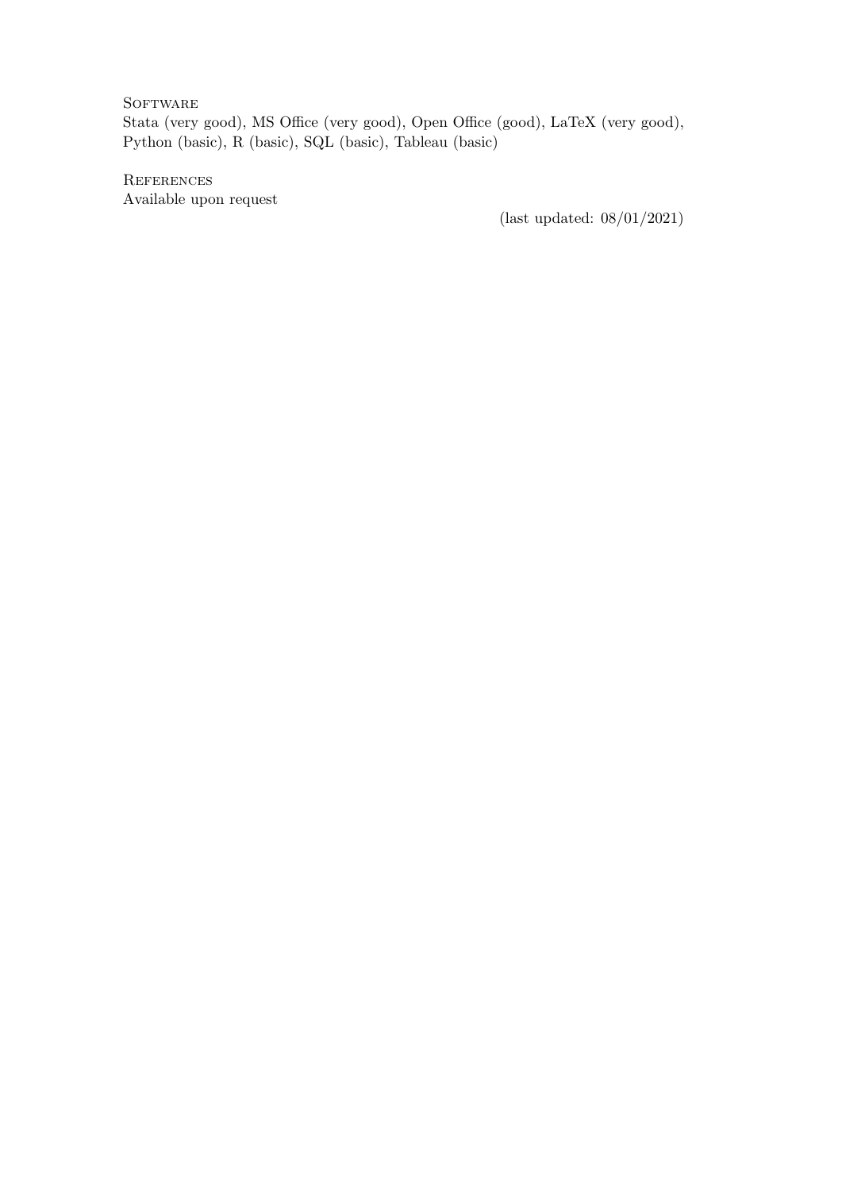## Software

Stata (very good), MS Office (very good), Open Office (good), LaTeX (very good), Python (basic), R (basic), SQL (basic), Tableau (basic)

## References

Available upon request

(last updated: 08/01/2021)